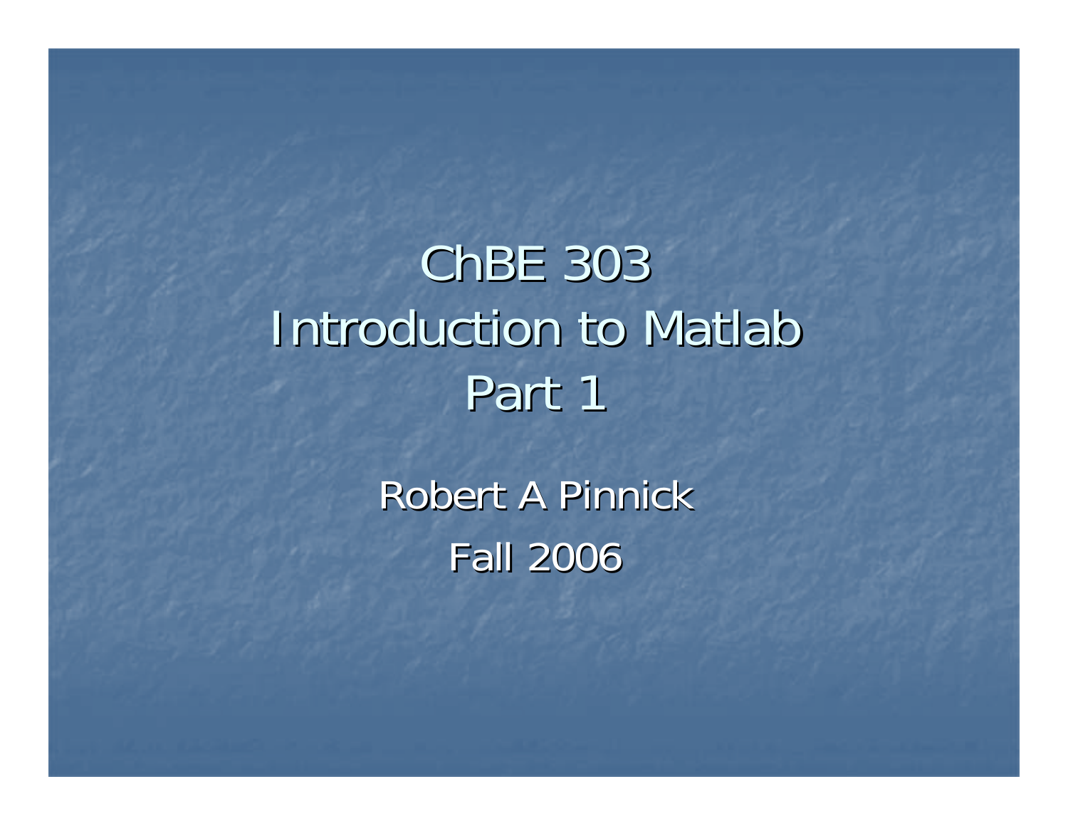# ChBE 303
# Introduction to Matlab
# Part 1

Robert A Pinnick

Fall 2006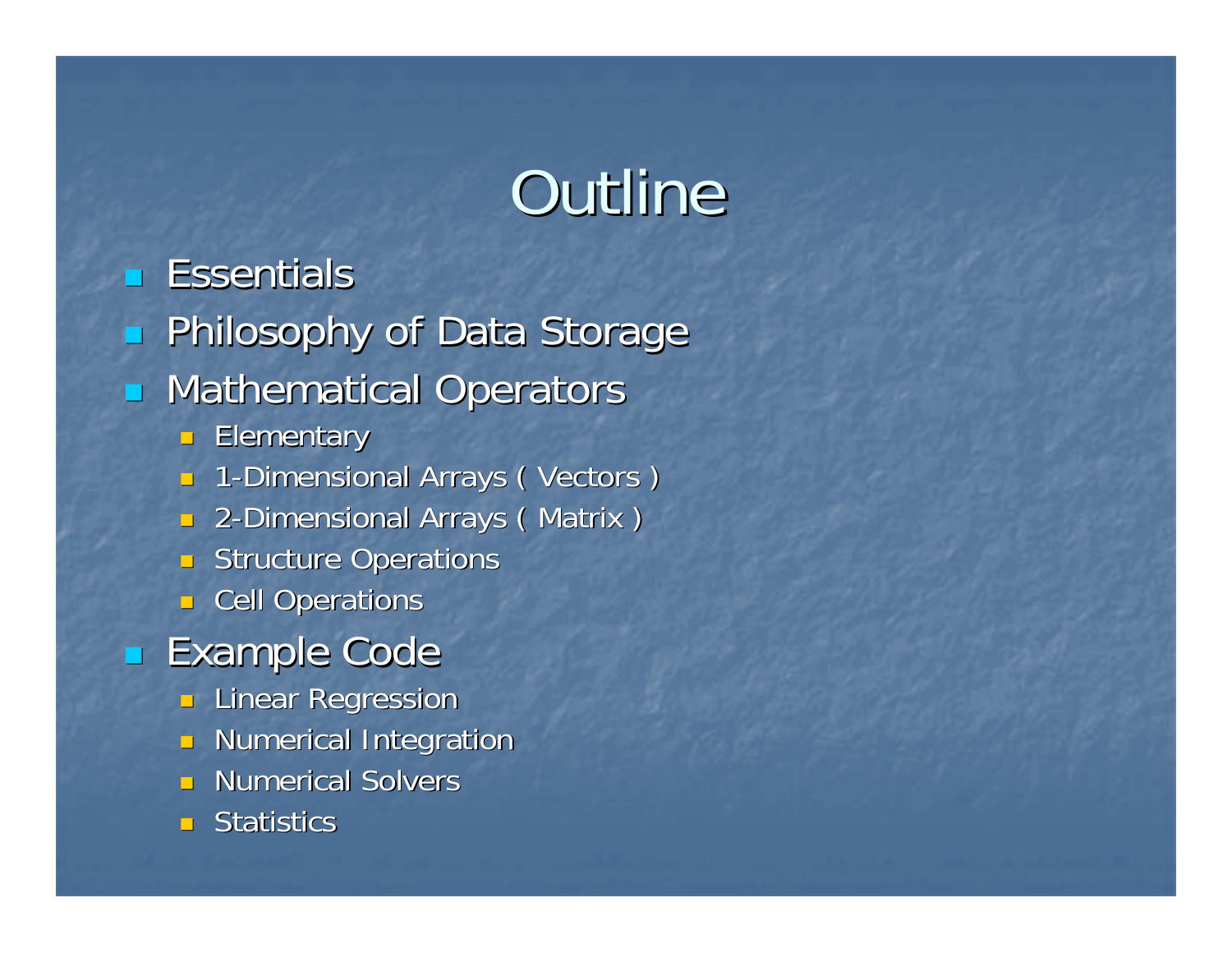# Outline

- Essentials
- Philosophy of Data Storage
- Mathematical Operators
  - Elementary
  - 1-Dimensional Arrays ( Vectors )
  - 2-Dimensional Arrays ( Matrix )
  - Structure Operations
  - Cell Operations
- Example Code
  - Linear Regression
  - Numerical Integration
  - Numerical Solvers
  - Statistics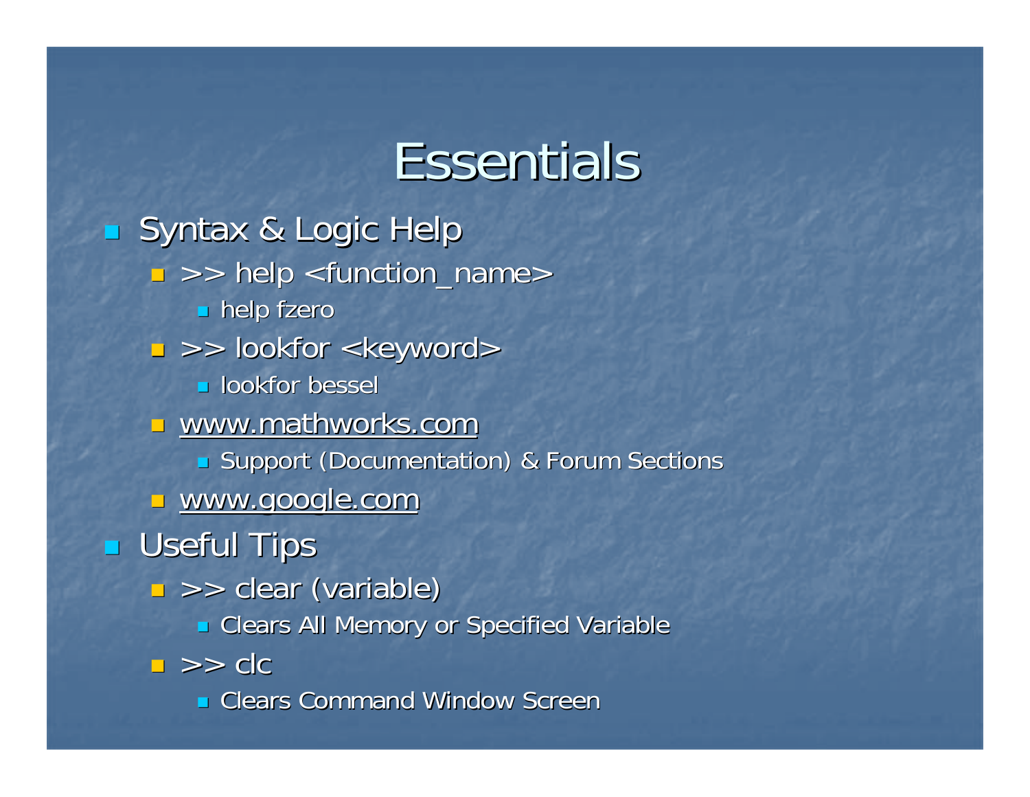# Essentials

- Syntax & Logic Help
  - `>> help <function_name>`
    - help fzero
  - `>> lookfor <keyword>`
    - lookfor bessel
  - www.mathworks.com
    - Support (Documentation) & Forum Sections
  - www.google.com
- Useful Tips
  - `>> clear (variable)`
    - Clears All Memory or Specified Variable
  - `>> clc`
    - Clears Command Window Screen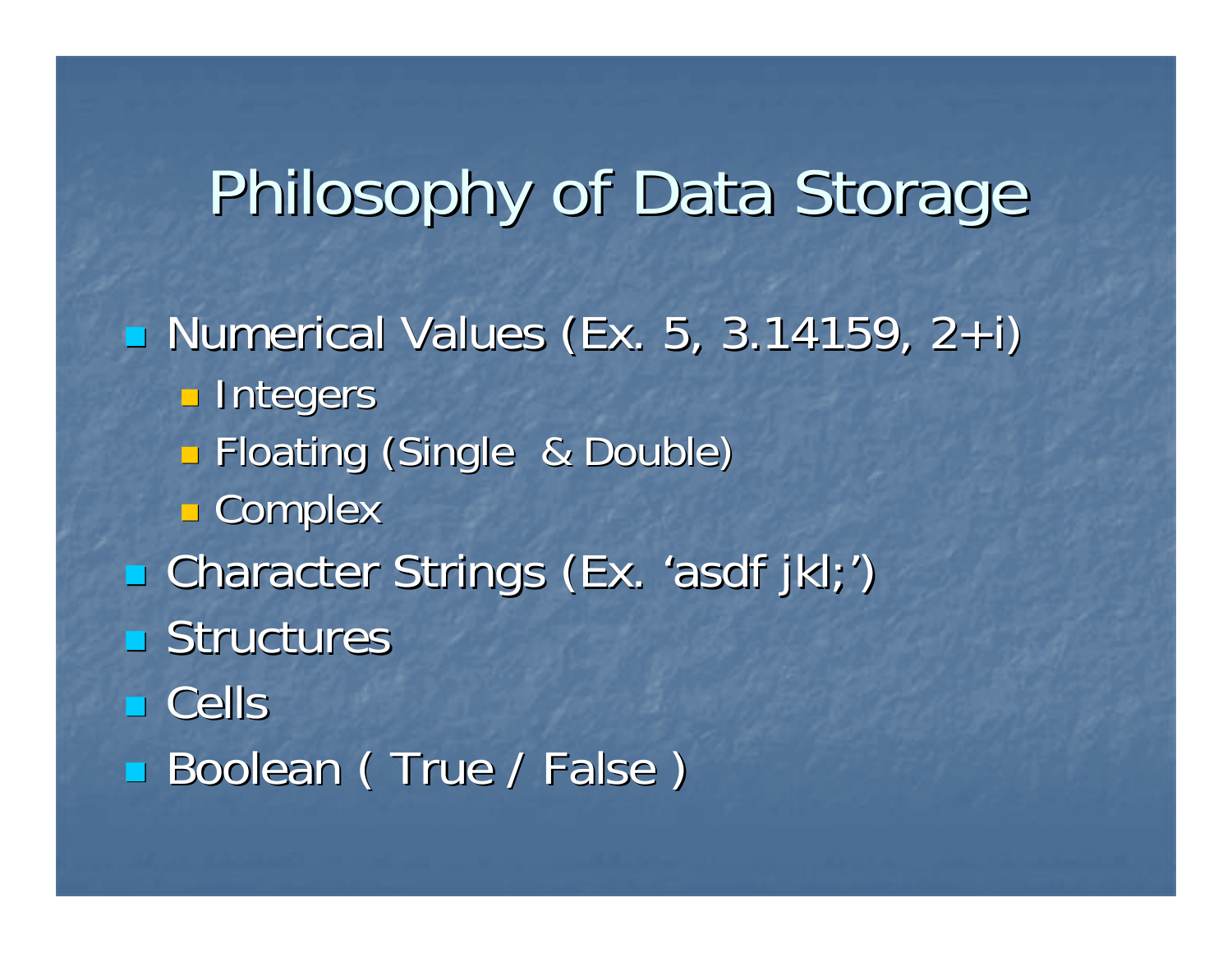# Philosophy of Data Storage

- Numerical Values (Ex. 5, 3.14159, 2+i)
  - Integers
  - Floating (Single & Double)
  - Complex
- Character Strings (Ex. 'asdf jkl;')
- Structures
- Cells
- Boolean ( True / False )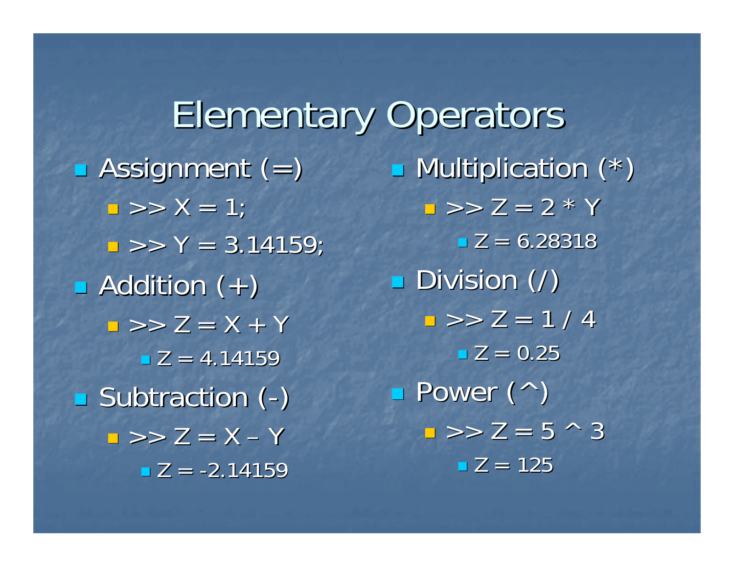# Elementary Operators

- Assignment (=)
  - >> X = 1;
  - >> Y = 3.14159;
- Addition (+)
  - >> Z = X + Y
    - Z = 4.14159
- Subtraction (-)
  - >> Z = X – Y
    - Z = -2.14159
- Multiplication (*)
  - >> Z = 2 * Y
    - Z = 6.28318
- Division (/)
  - >> Z = 1 / 4
    - Z = 0.25
- Power (^)
  - >> Z = 5 ^ 3
    - Z = 125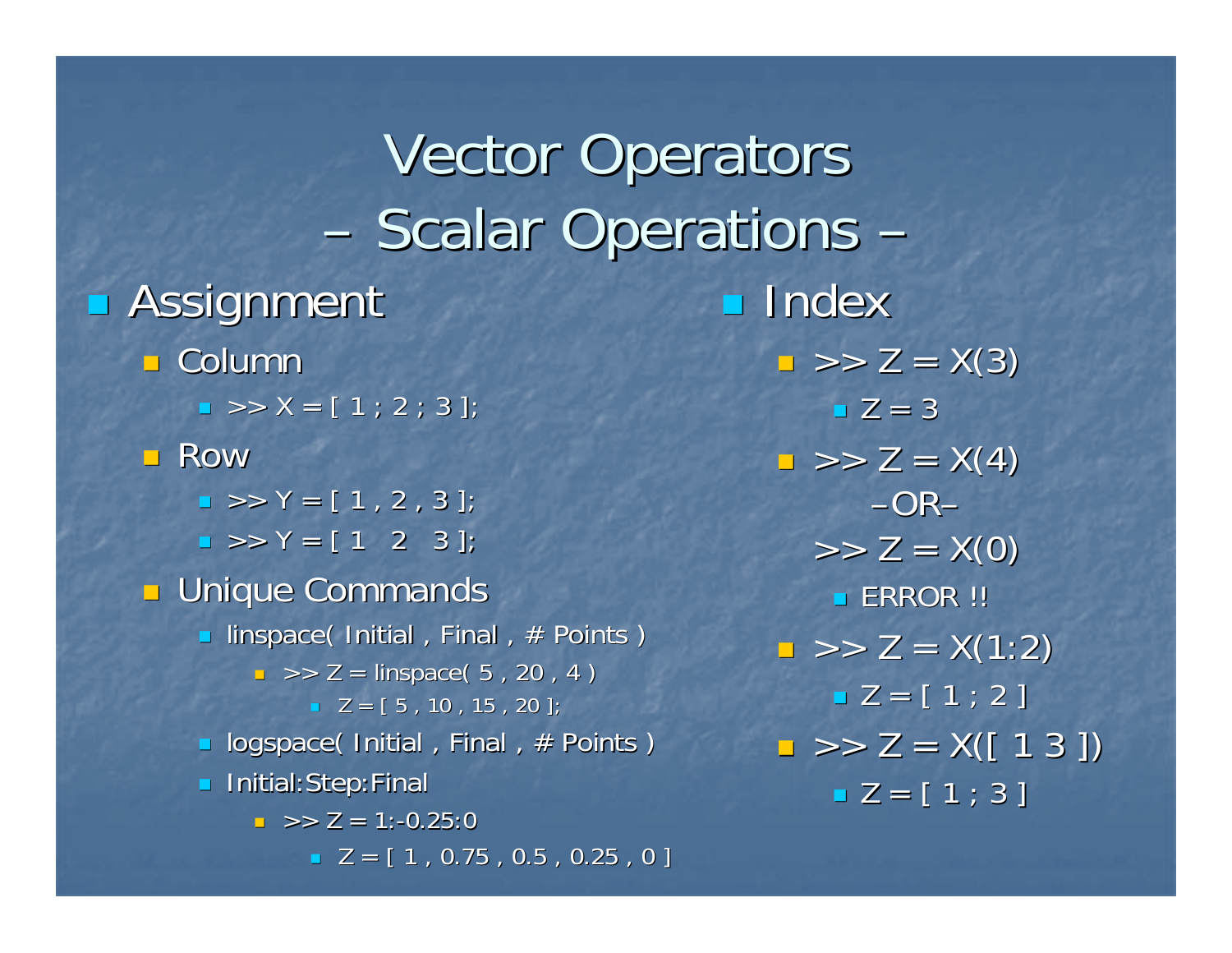# Vector Operators
# – Scalar Operations –

- Assignment
  - Column
    - >> X = [ 1 ; 2 ; 3 ];
  - Row
    - >> Y = [ 1 , 2 , 3 ];
    - >> Y = [ 1   2   3 ];
  - Unique Commands
    - linspace( Initial , Final , # Points )
      - >> Z = linspace( 5 , 20 , 4 )
        - Z = [ 5 , 10 , 15 , 20 ];
    - logspace( Initial , Final , # Points )
    - Initial:Step:Final
      - >> Z = 1:-0.25:0
        - Z = [ 1 , 0.75 , 0.5 , 0.25 , 0 ]

- Index
  - >> Z = X(3)
    - Z = 3
  - >> Z = X(4)

    –OR–

    >> Z = X(0)
    - ERROR !!
  - >> Z = X(1:2)
    - Z = [ 1 ; 2 ]
  - >> Z = X([ 1 3 ])
    - Z = [ 1 ; 3 ]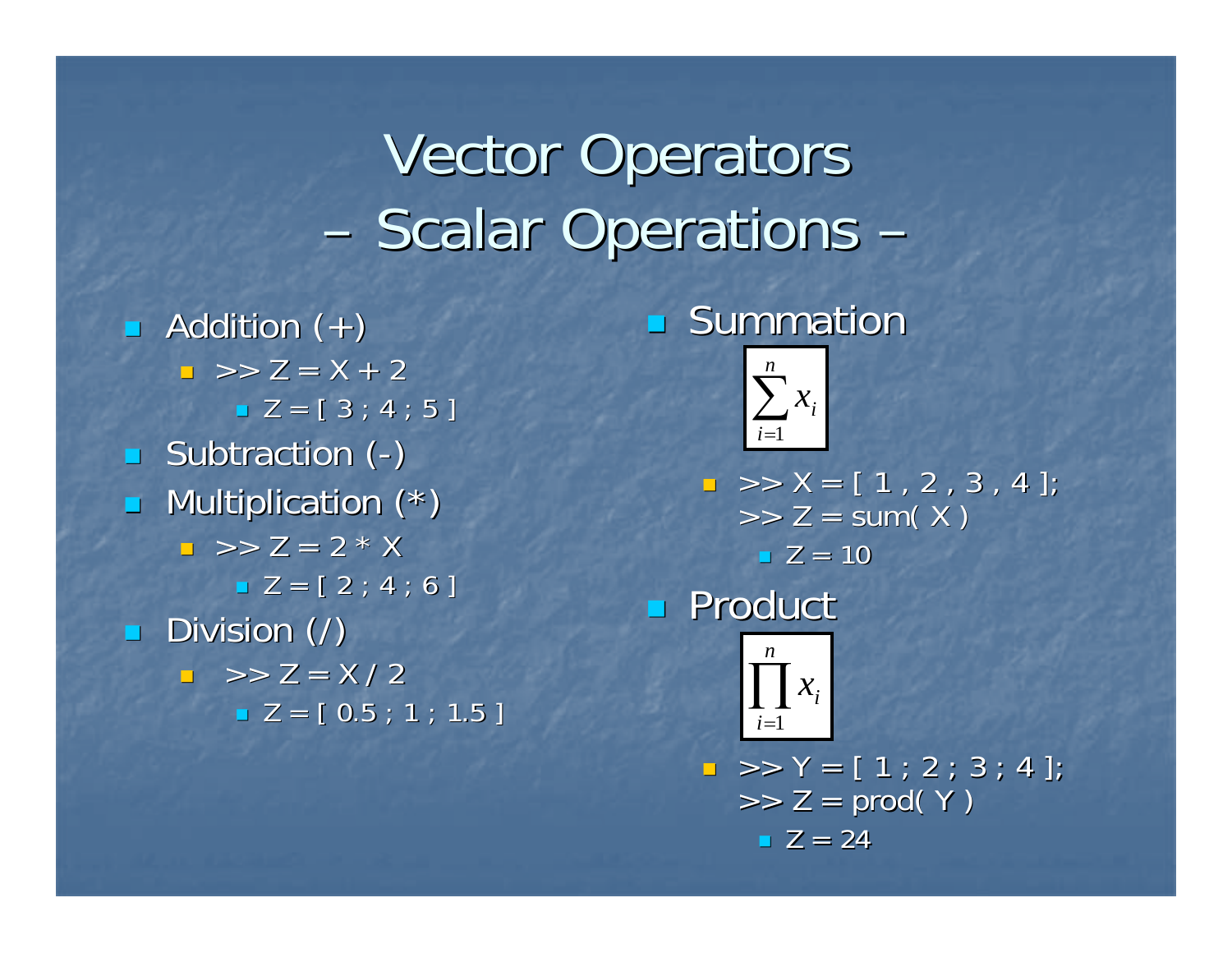# Vector Operators – Scalar Operations –

- Addition (+)
  - >> Z = X + 2
    - Z = [ 3 ; 4 ; 5 ]
- Subtraction (-)
- Multiplication (*)
  - >> Z = 2 * X
    - Z = [ 2 ; 4 ; 6 ]
- Division (/)
  - >> Z = X / 2
    - Z = [ 0.5 ; 1 ; 1.5 ]

- Summation

$$\sum_{i=1}^{n} x_i$$

  - >> X = [ 1 , 2 , 3 , 4 ];
    >> Z = sum( X )
    - Z = 10

- Product

$$\prod_{i=1}^{n} x_i$$

  - >> Y = [ 1 ; 2 ; 3 ; 4 ];
    >> Z = prod( Y )
    - Z = 24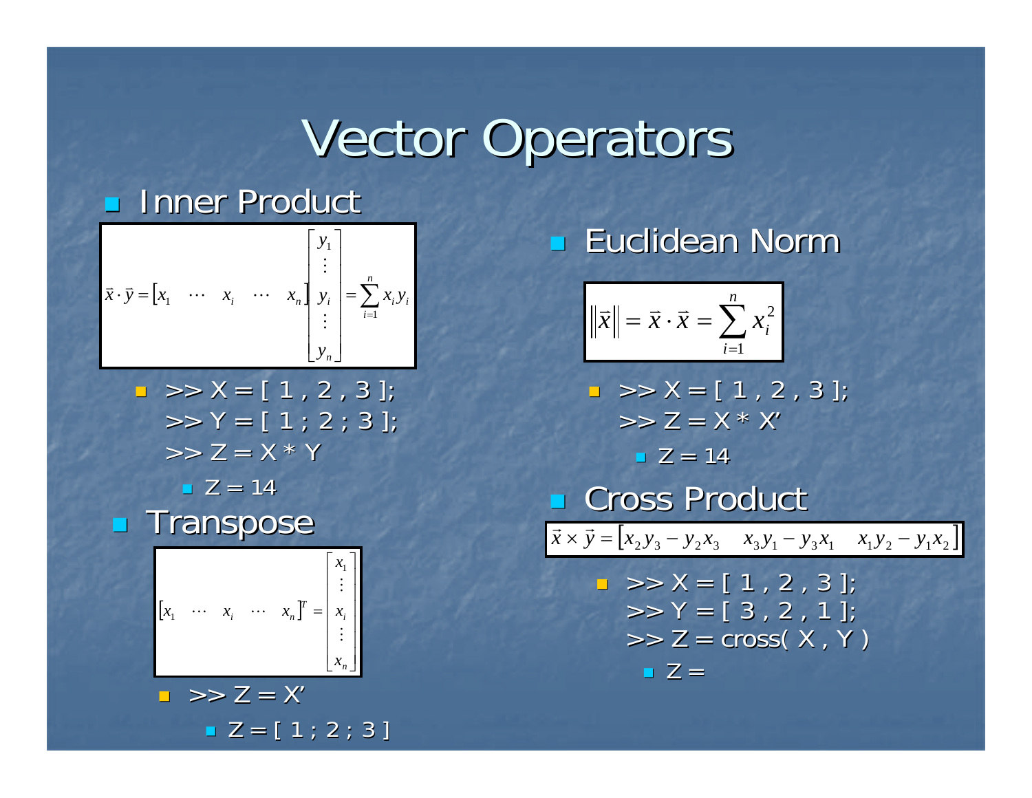# Vector Operators

- Inner Product

$$\vec{x} \cdot \vec{y} = \begin{bmatrix} x_1 & \cdots & x_i & \cdots & x_n \end{bmatrix} \begin{bmatrix} y_1 \\ \vdots \\ y_i \\ \vdots \\ y_n \end{bmatrix} = \sum_{i=1}^{n} x_i y_i$$

  - \>\> X = [ 1 , 2 , 3 ];
    \>\> Y = [ 1 ; 2 ; 3 ];
    \>\> Z = X * Y
    - Z = 14

- Transpose

$$\begin{bmatrix} x_1 & \cdots & x_i & \cdots & x_n \end{bmatrix}^T = \begin{bmatrix} x_1 \\ \vdots \\ x_i \\ \vdots \\ x_n \end{bmatrix}$$

  - \>\> Z = X'
    - Z = [ 1 ; 2 ; 3 ]

- Euclidean Norm

$$\left\| \vec{x} \right\| = \vec{x} \cdot \vec{x} = \sum_{i=1}^{n} x_i^2$$

  - \>\> X = [ 1 , 2 , 3 ];
    \>\> Z = X * X'
    - Z = 14

- Cross Product

$$\vec{x} \times \vec{y} = \begin{bmatrix} x_2 y_3 - y_2 x_3 & x_3 y_1 - y_3 x_1 & x_1 y_2 - y_1 x_2 \end{bmatrix}$$

  - \>\> X = [ 1 , 2 , 3 ];
    \>\> Y = [ 3 , 2 , 1 ];
    \>\> Z = cross( X , Y )
    - Z =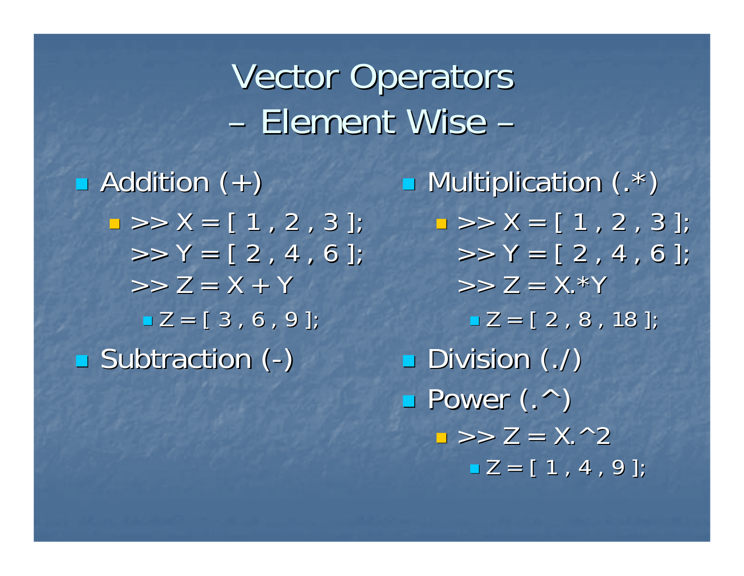# Vector Operators – Element Wise –

- Addition (+)
  - >> X = [ 1 , 2 , 3 ];
    >> Y = [ 2 , 4 , 6 ];
    >> Z = X + Y
    - Z = [ 3 , 6 , 9 ];
- Subtraction (-)
- Multiplication (.*)
  - >> X = [ 1 , 2 , 3 ];
    >> Y = [ 2 , 4 , 6 ];
    >> Z = X.*Y
    - Z = [ 2 , 8 , 18 ];
- Division (./)
- Power (.^)
  - >> Z = X.^2
    - Z = [ 1 , 4 , 9 ];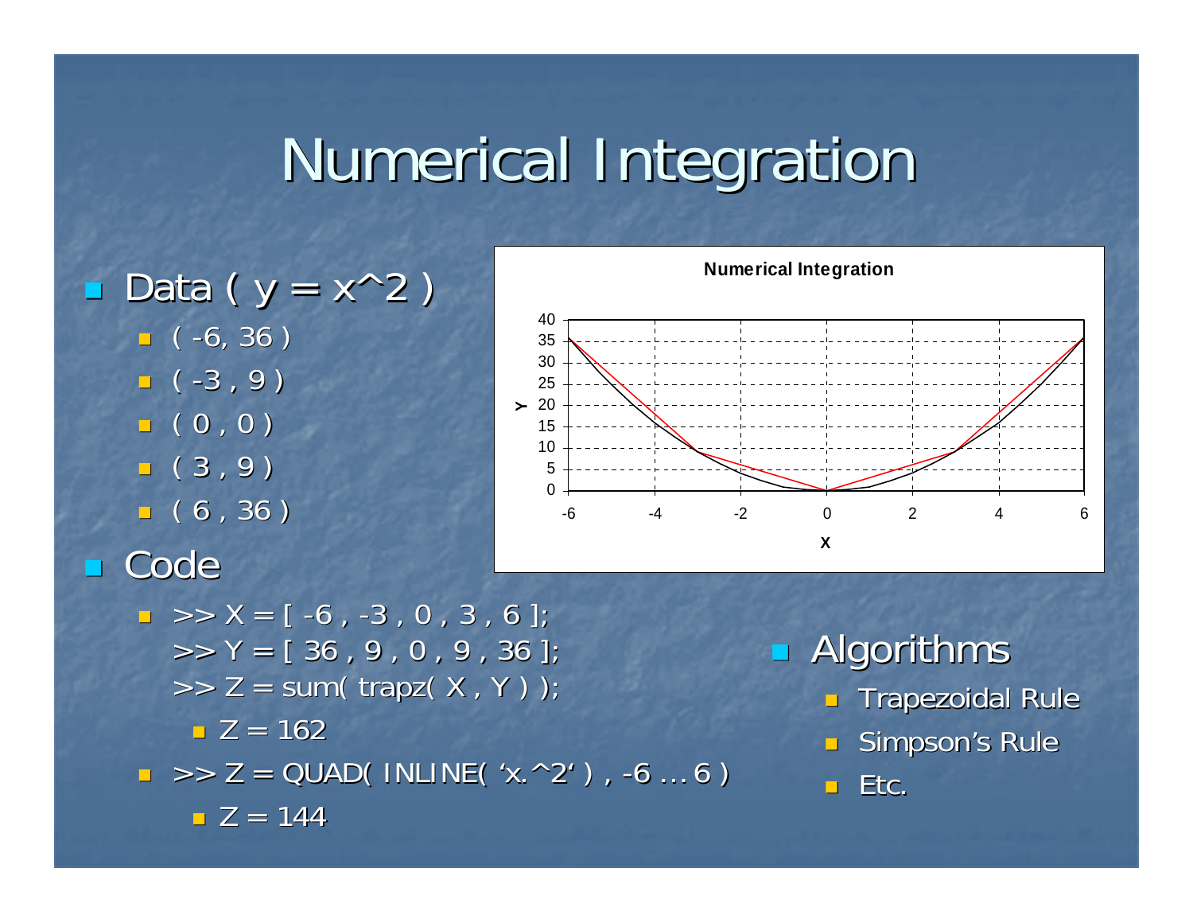# Numerical Integration

- Data ( $y = x^2$ )
  - ( -6, 36 )
  - ( -3 , 9 )
  - ( 0 , 0 )
  - ( 3 , 9 )
  - ( 6 , 36 )
- Code
  - ```
    >> X = [ -6 , -3 , 0 , 3 , 6 ];
    >> Y = [ 36 , 9 , 0 , 9 , 36 ];
    >> Z = sum( trapz( X , Y ) );
    ```
    - Z = 162
  - ```
    >> Z = QUAD( INLINE( 'x.^2' ) , -6 … 6 )
    ```
    - Z = 144

- Algorithms
  - Trapezoidal Rule
  - Simpson's Rule
  - Etc.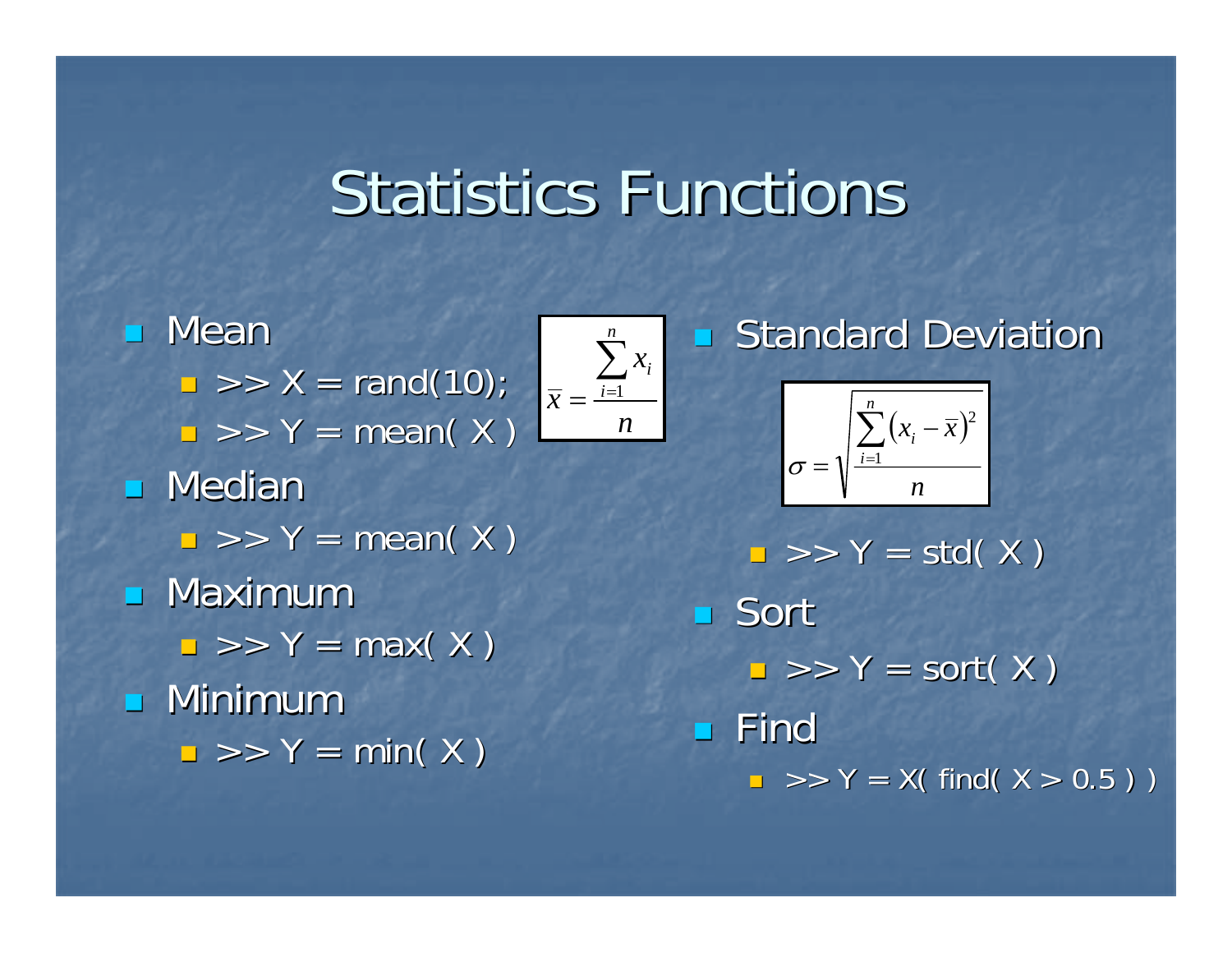# Statistics Functions

- Mean
  - >> X = rand(10);
  - >> Y = mean( X )

$$\overline{x} = \frac{\sum_{i=1}^{n} x_i}{n}$$

- Median
  - >> Y = mean( X )
- Maximum
  - >> Y = max( X )
- Minimum
  - >> Y = min( X )
- Standard Deviation

$$\sigma = \sqrt{\frac{\sum_{i=1}^{n} \left(x_i - \overline{x}\right)^2}{n}}$$

  - >> Y = std( X )
- Sort
  - >> Y = sort( X )
- Find
  - >> Y = X( find( X > 0.5 ) )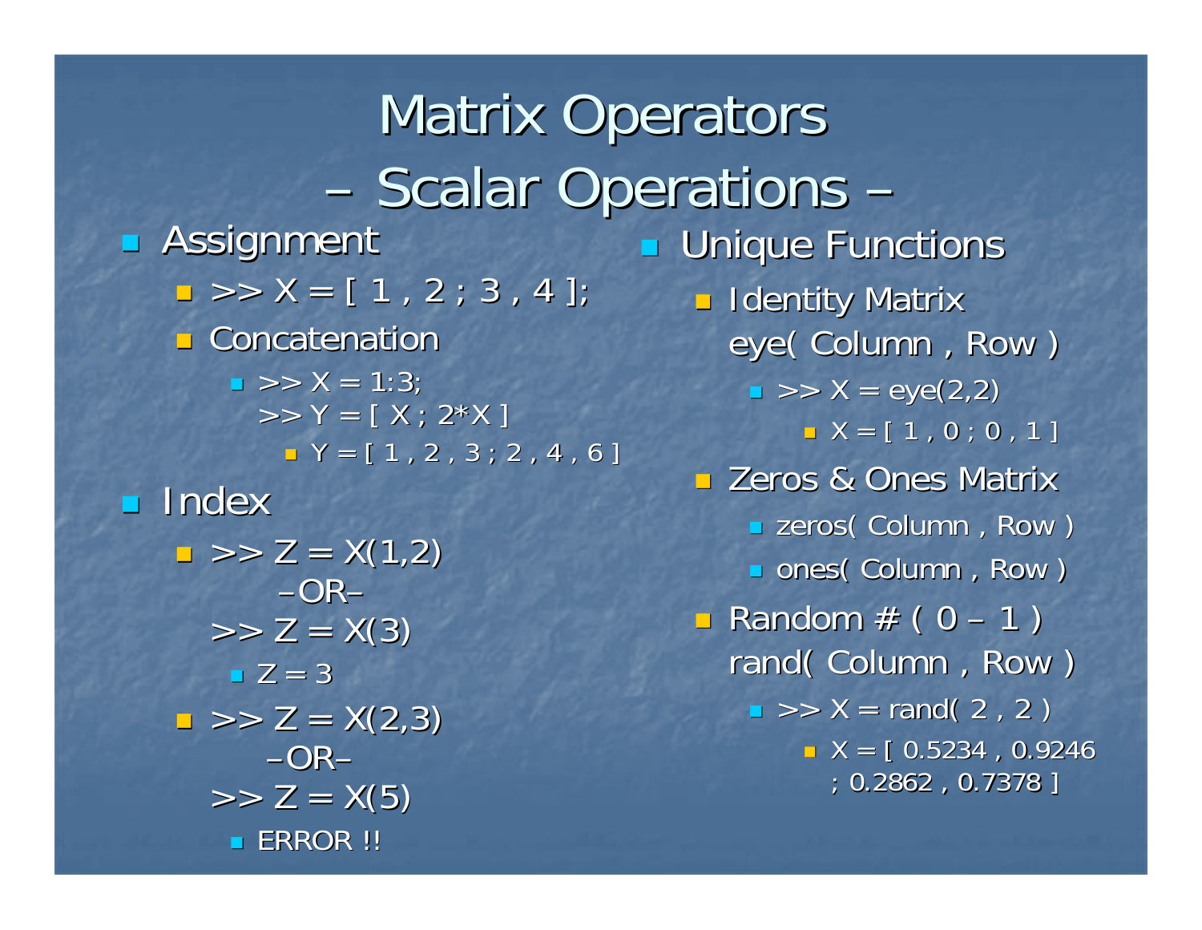# Matrix Operators

## – Scalar Operations –

- Assignment
  - `>> X = [ 1 , 2 ; 3 , 4 ];`
  - Concatenation
    - `>> X = 1:3;`
      `>> Y = [ X ; 2*X ]`
      - Y = [ 1 , 2 , 3 ; 2 , 4 , 6 ]
- Index
  - `>> Z = X(1,2)`
    –OR–
    `>> Z = X(3)`
    - Z = 3
  - `>> Z = X(2,3)`
    –OR–
    `>> Z = X(5)`
    - ERROR !!
- Unique Functions
  - Identity Matrix
    eye( Column , Row )
    - `>> X = eye(2,2)`
      - X = [ 1 , 0 ; 0 , 1 ]
  - Zeros & Ones Matrix
    - zeros( Column , Row )
    - ones( Column , Row )
  - Random # ( 0 – 1 )
    rand( Column , Row )
    - `>> X = rand( 2 , 2 )`
      - X = [ 0.5234 , 0.9246 ; 0.2862 , 0.7378 ]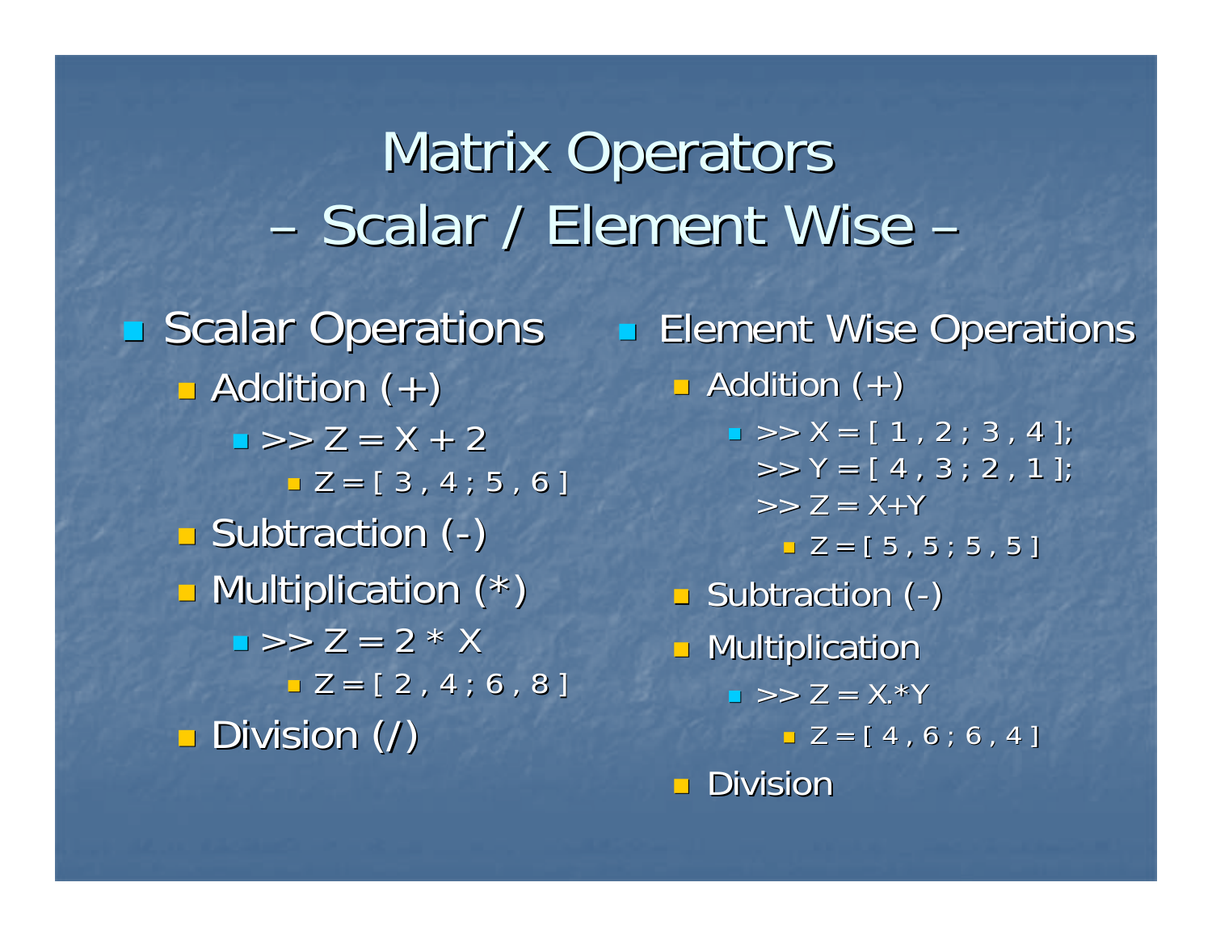# Matrix Operators – Scalar / Element Wise –

- Scalar Operations
  - Addition (+)
    - `>> Z = X + 2`
      - Z = [ 3 , 4 ; 5 , 6 ]
  - Subtraction (-)
  - Multiplication (*)
    - `>> Z = 2 * X`
      - Z = [ 2 , 4 ; 6 , 8 ]
  - Division (/)

- Element Wise Operations
  - Addition (+)
    - ```
      >> X = [ 1 , 2 ; 3 , 4 ];
      >> Y = [ 4 , 3 ; 2 , 1 ];
      >> Z = X+Y
      ```
      - Z = [ 5 , 5 ; 5 , 5 ]
  - Subtraction (-)
  - Multiplication
    - `>> Z = X.*Y`
      - Z = [ 4 , 6 ; 6 , 4 ]
  - Division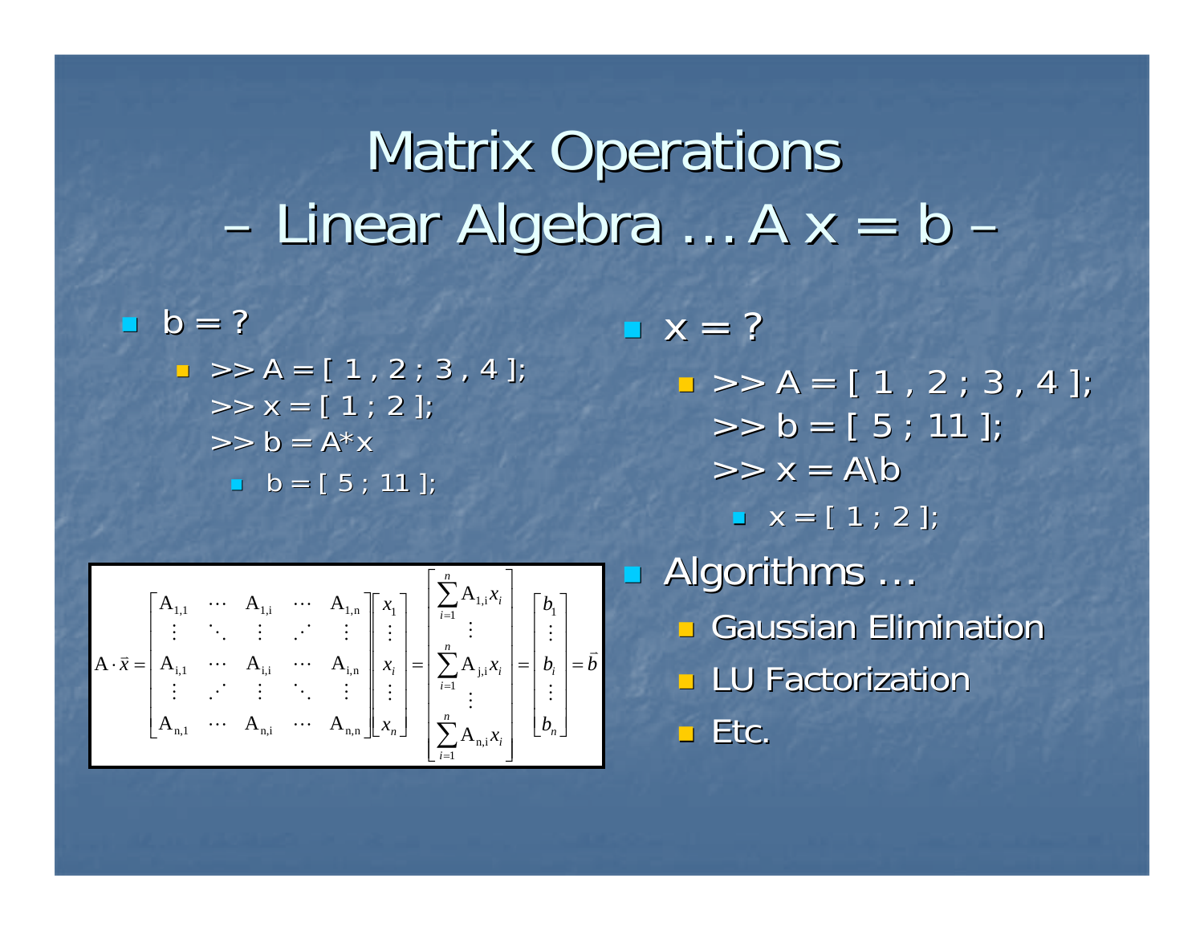# Matrix Operations – Linear Algebra … A x = b –

- b = ?
  - ```
    >> A = [ 1 , 2 ; 3 , 4 ];
    >> x = [ 1 ; 2 ];
    >> b = A*x
    ```
    - b = [ 5 ; 11 ];

$$
A \cdot \vec{x} = \begin{bmatrix} A_{1,1} & \cdots & A_{1,i} & \cdots & A_{1,n} \\ \vdots & \ddots & \vdots & \iddots & \vdots \\ A_{i,1} & \cdots & A_{i,i} & \cdots & A_{i,n} \\ \vdots & \iddots & \vdots & \ddots & \vdots \\ A_{n,1} & \cdots & A_{n,i} & \cdots & A_{n,n} \end{bmatrix} \begin{bmatrix} x_1 \\ \vdots \\ x_i \\ \vdots \\ x_n \end{bmatrix} = \begin{bmatrix} \sum_{i=1}^{n} A_{1,i} x_i \\ \vdots \\ \sum_{i=1}^{n} A_{j,i} x_i \\ \vdots \\ \sum_{i=1}^{n} A_{n,i} x_i \end{bmatrix} = \begin{bmatrix} b_1 \\ \vdots \\ b_i \\ \vdots \\ b_n \end{bmatrix} = \vec{b}
$$

- x = ?
  - ```
    >> A = [ 1 , 2 ; 3 , 4 ];
    >> b = [ 5 ; 11 ];
    >> x = A\b
    ```
    - x = [ 1 ; 2 ];
- Algorithms …
  - Gaussian Elimination
  - LU Factorization
  - Etc.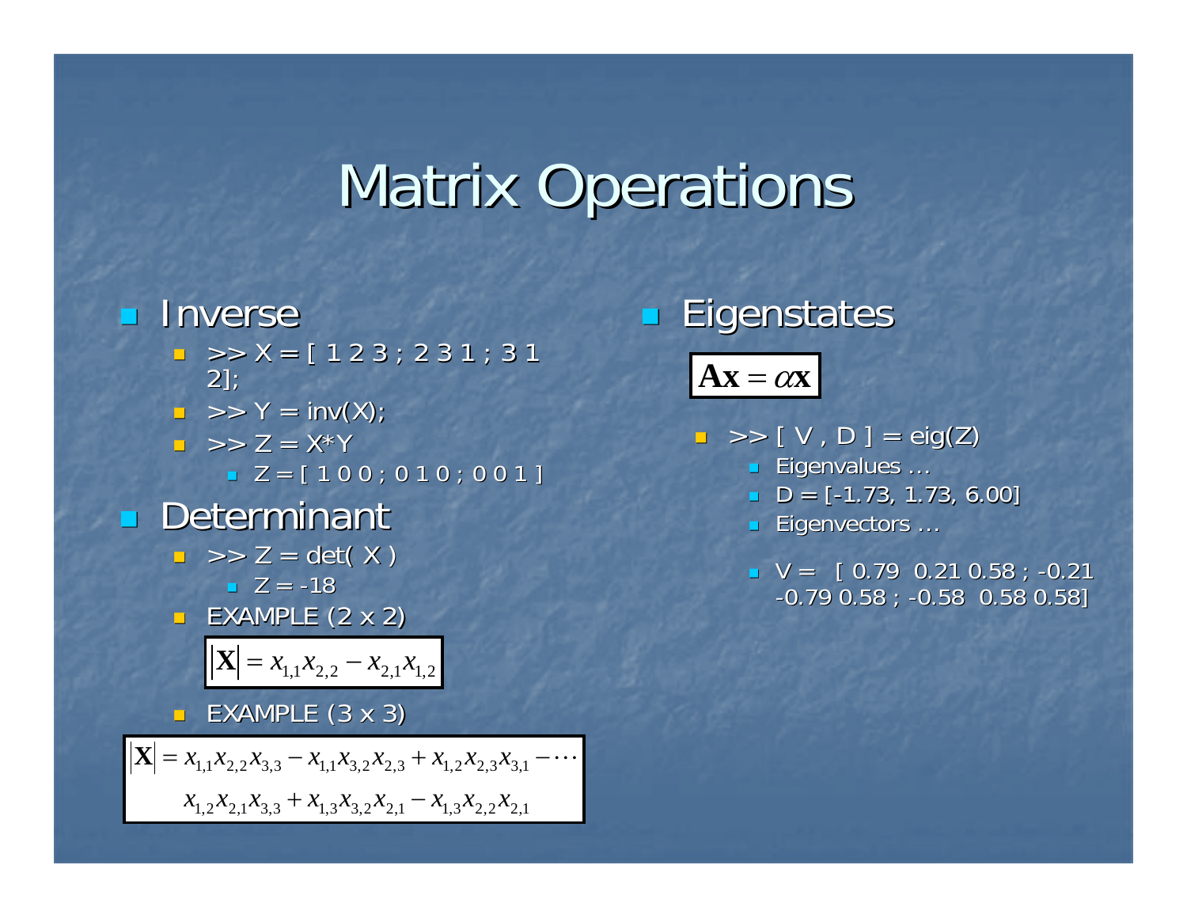# Matrix Operations

- Inverse
  - `>> X = [ 1 2 3 ; 2 3 1 ; 3 1 2];`
  - `>> Y = inv(X);`
  - `>> Z = X*Y`
    - Z = [ 1 0 0 ; 0 1 0 ; 0 0 1 ]
- Determinant
  - `>> Z = det( X )`
    - Z = -18
  - EXAMPLE (2 x 2)

$$|\mathbf{X}| = x_{1,1}x_{2,2} - x_{2,1}x_{1,2}$$

  - EXAMPLE (3 x 3)

$$|\mathbf{X}| = x_{1,1}x_{2,2}x_{3,3} - x_{1,1}x_{3,2}x_{2,3} + x_{1,2}x_{2,3}x_{3,1} - \cdots$$
$$x_{1,2}x_{2,1}x_{3,3} + x_{1,3}x_{3,2}x_{2,1} - x_{1,3}x_{2,2}x_{2,1}$$

- Eigenstates

$$\mathbf{Ax} = \alpha\mathbf{x}$$

  - `>> [ V , D ] = eig(Z)`
    - Eigenvalues …
    - D = [-1.73, 1.73, 6.00]
    - Eigenvectors …
    - V = [ 0.79 0.21 0.58 ; -0.21 -0.79 0.58 ; -0.58 0.58 0.58]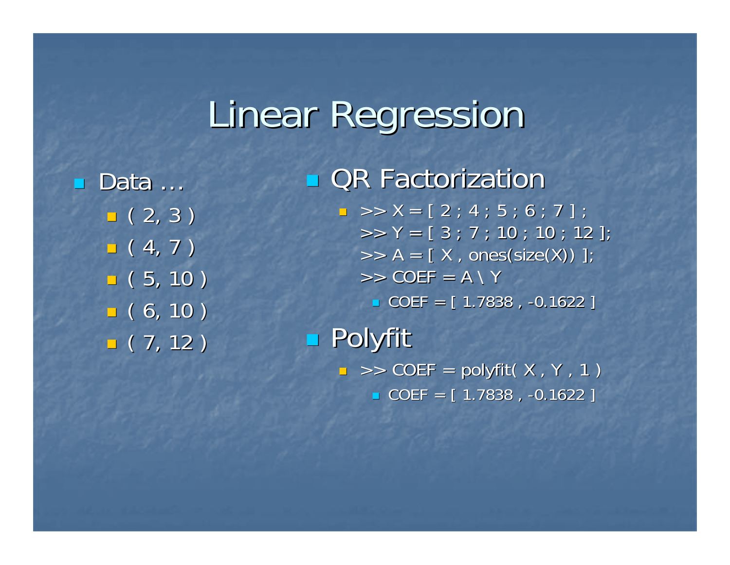// Linear Regression

- Data …
  - ( 2, 3 )
  - ( 4, 7 )
  - ( 5, 10 )
  - ( 6, 10 )
  - ( 7, 12 )

- QR Factorization
  - ```
    >> X = [ 2 ; 4 ; 5 ; 6 ; 7 ] ;
    >> Y = [ 3 ; 7 ; 10 ; 10 ; 12 ];
    >> A = [ X , ones(size(X)) ];
    >> COEF = A \ Y
    ```
    - COEF = [ 1.7838 , -0.1622 ]

- Polyfit
  - ```
    >> COEF = polyfit( X , Y , 1 )
    ```
    - COEF = [ 1.7838 , -0.1622 ]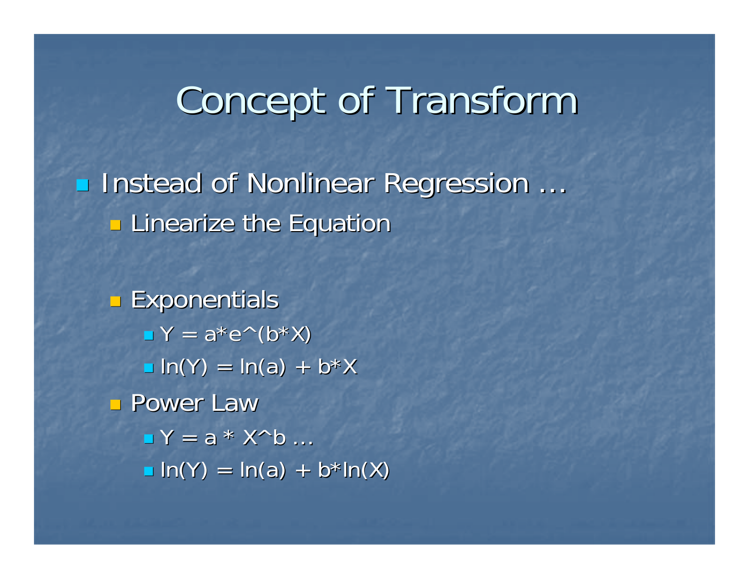# Concept of Transform

- Instead of Nonlinear Regression …
  - Linearize the Equation

  - Exponentials
    - $Y = a*e^{(b*X)}$
    - $\ln(Y) = \ln(a) + b*X$
  - Power Law
    - $Y = a * X^b$ …
    - $\ln(Y) = \ln(a) + b*\ln(X)$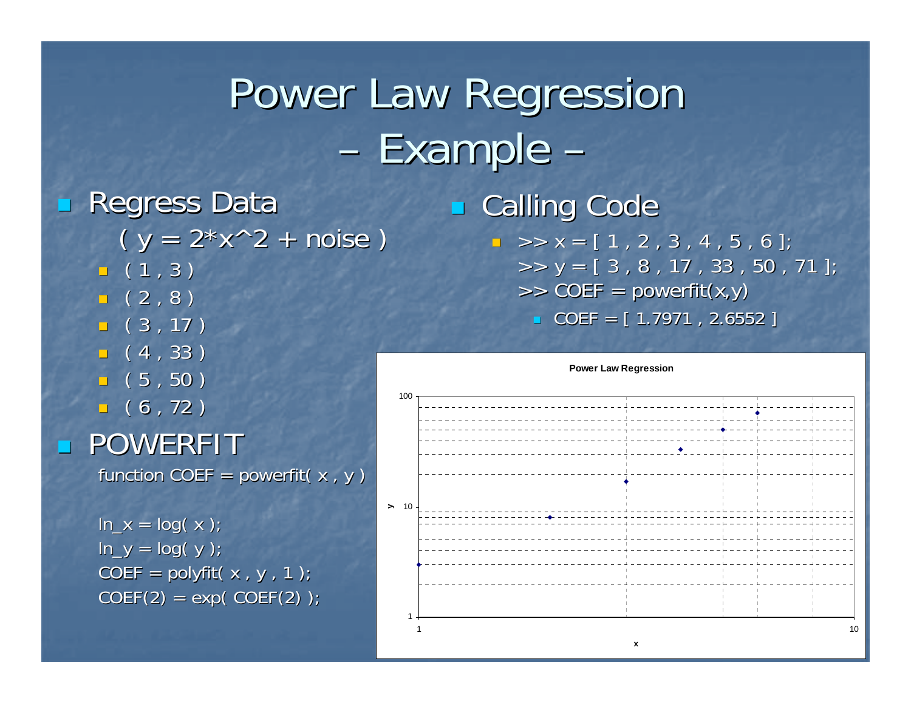# Power Law Regression – Example –

- Regress Data

  ( y = 2*x^2 + noise )

  - ( 1 , 3 )
  - ( 2 , 8 )
  - ( 3 , 17 )
  - ( 4 , 33 )
  - ( 5 , 50 )
  - ( 6 , 72 )

- POWERFIT

```
function COEF = powerfit( x , y )

ln_x = log( x );
ln_y = log( y );
COEF = polyfit( x , y , 1 );
COEF(2) = exp( COEF(2) );
```

- Calling Code

```
>> x = [ 1 , 2 , 3 , 4 , 5 , 6 ];
>> y = [ 3 , 8 , 17 , 33 , 50 , 71 ];
>> COEF = powerfit(x,y)
```

  - COEF = [ 1.7971 , 2.6552 ]

**Power Law Regression**

(Log-log plot of y versus x; x axis from 1 to 10, y axis from 1 to 100.)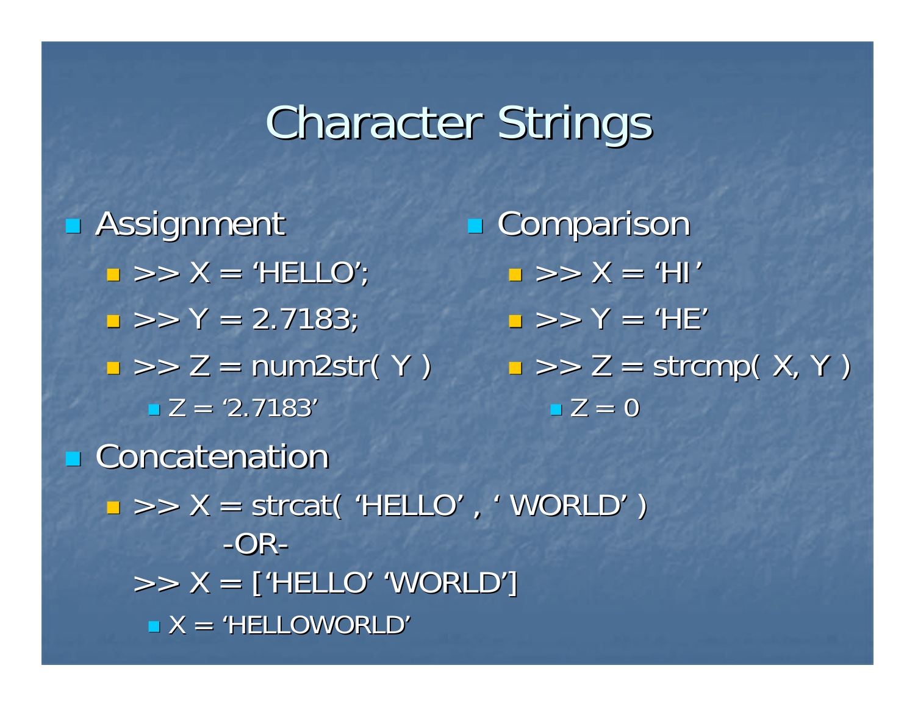# Character Strings

- Assignment
  - >> X = 'HELLO';
  - >> Y = 2.7183;
  - >> Z = num2str( Y )
    - Z = '2.7183'
- Comparison
  - >> X = 'HI'
  - >> Y = 'HE'
  - >> Z = strcmp( X, Y )
    - Z = 0
- Concatenation
  - >> X = strcat( 'HELLO' , ' WORLD' )

    -OR-

    >> X = ['HELLO' 'WORLD']
    - X = 'HELLOWORLD'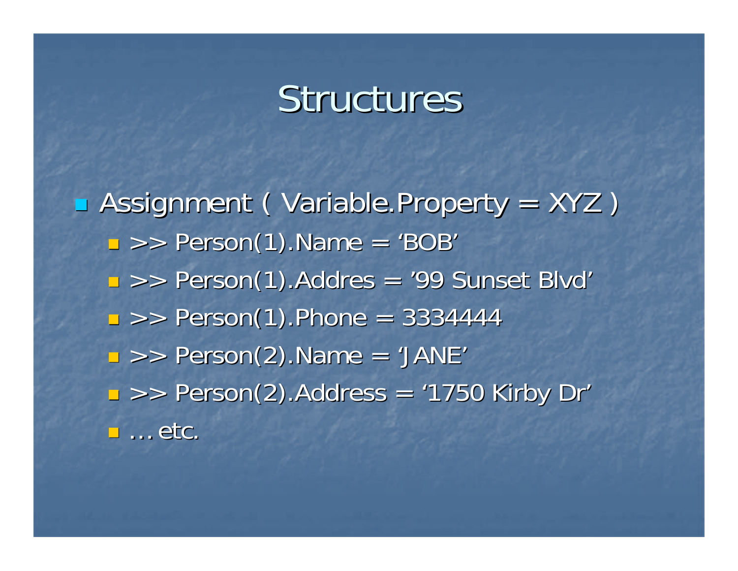# Structures

- Assignment ( Variable.Property = XYZ )
  - >> Person(1).Name = ‘BOB’
  - >> Person(1).Addres = ’99 Sunset Blvd’
  - >> Person(1).Phone = 3334444
  - >> Person(2).Name = ‘JANE’
  - >> Person(2).Address = ‘1750 Kirby Dr’
  - … etc.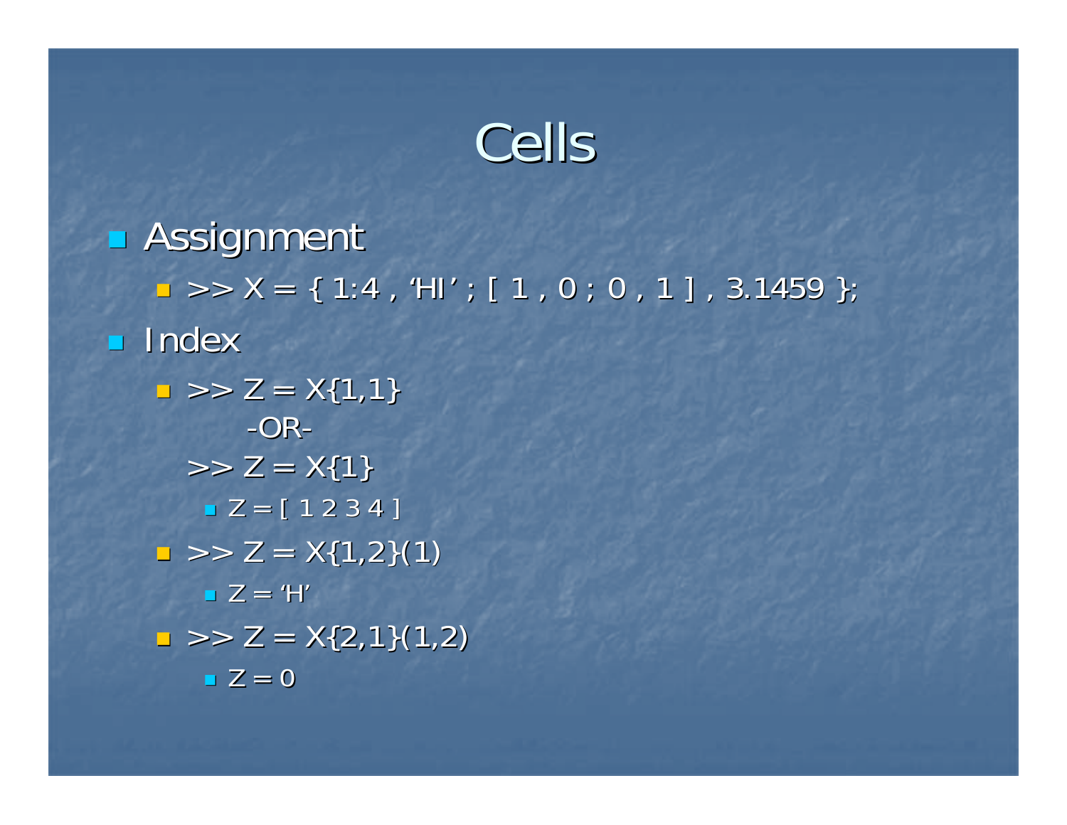# Cells

- Assignment
  - >> X = { 1:4 , 'HI' ; [ 1 , 0 ; 0 , 1 ] , 3.1459 };
- Index
  - >> Z = X{1,1}

    -OR-

    >> Z = X{1}
    - Z = [ 1 2 3 4 ]
  - >> Z = X{1,2}(1)
    - Z = 'H'
  - >> Z = X{2,1}(1,2)
    - Z = 0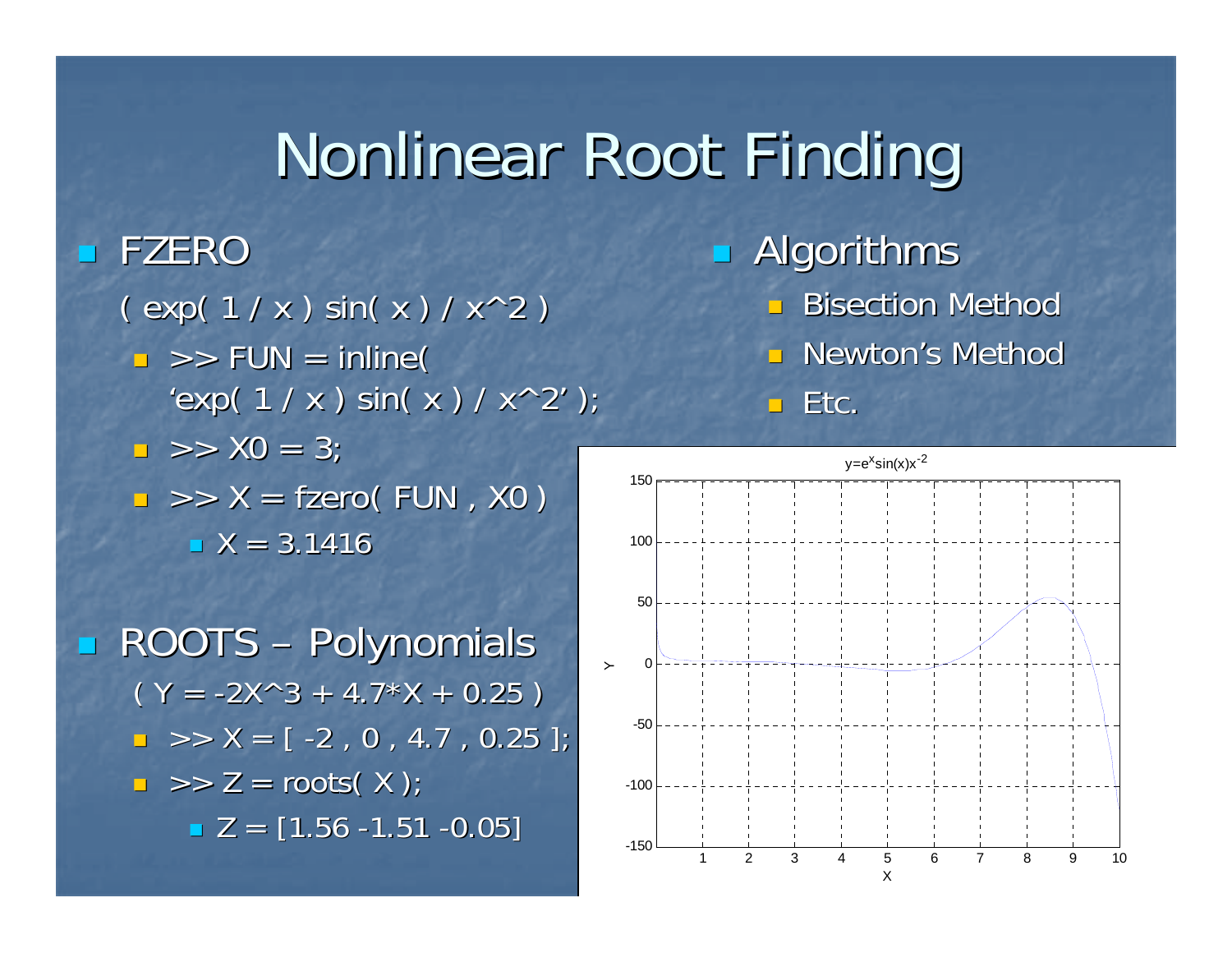# Nonlinear Root Finding

- FZERO

  ( exp( 1 / x ) sin( x ) / x^2 )

  - `>> FUN = inline( 'exp( 1 / x ) sin( x ) / x^2' );`
  - `>> X0 = 3;`
  - `>> X = fzero( FUN , X0 )`
    - X = 3.1416

- ROOTS – Polynomials

  ( Y = -2X^3 + 4.7*X + 0.25 )

  - `>> X = [ -2 , 0 , 4.7 , 0.25 ];`
  - `>> Z = roots( X );`
    - Z = [1.56 -1.51 -0.05]

- Algorithms
  - Bisection Method
  - Newton's Method
  - Etc.

$y=e^{x}\sin(x)x^{-2}$

Y

150
100
50
0
-50
-100
-150

1 2 3 4 5 6 7 8 9 10

X